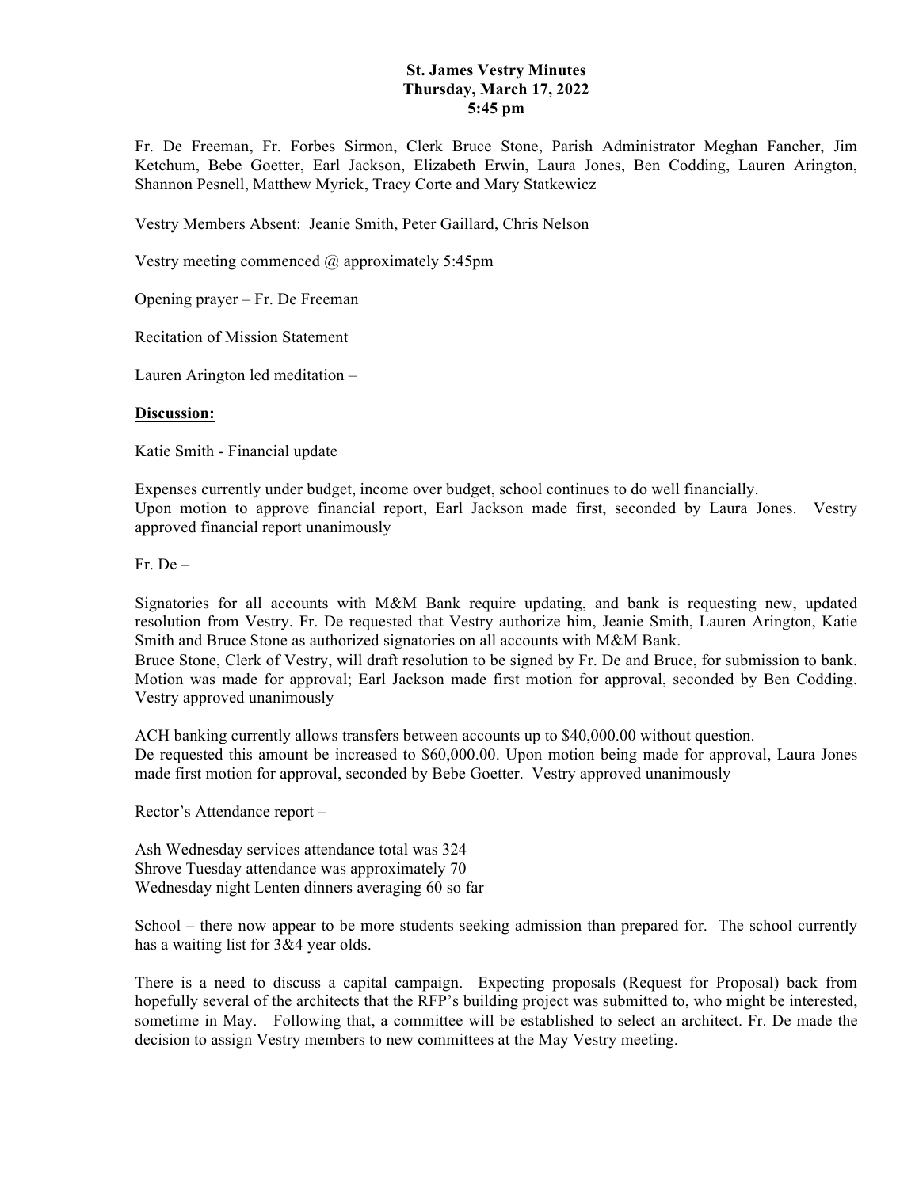**St. James Vestry Minutes**
**Thursday, March 17, 2022**
**5:45 pm**

Fr. De Freeman, Fr. Forbes Sirmon, Clerk Bruce Stone, Parish Administrator Meghan Fancher, Jim Ketchum, Bebe Goetter, Earl Jackson, Elizabeth Erwin, Laura Jones, Ben Codding, Lauren Arington, Shannon Pesnell, Matthew Myrick, Tracy Corte and Mary Statkewicz

Vestry Members Absent: Jeanie Smith, Peter Gaillard, Chris Nelson

Vestry meeting commenced @ approximately 5:45pm

Opening prayer – Fr. De Freeman

Recitation of Mission Statement

Lauren Arington led meditation –

**Discussion:**

Katie Smith - Financial update

Expenses currently under budget, income over budget, school continues to do well financially.
Upon motion to approve financial report, Earl Jackson made first, seconded by Laura Jones. Vestry approved financial report unanimously

Fr. De –

Signatories for all accounts with M&M Bank require updating, and bank is requesting new, updated resolution from Vestry. Fr. De requested that Vestry authorize him, Jeanie Smith, Lauren Arington, Katie Smith and Bruce Stone as authorized signatories on all accounts with M&M Bank.
Bruce Stone, Clerk of Vestry, will draft resolution to be signed by Fr. De and Bruce, for submission to bank. Motion was made for approval; Earl Jackson made first motion for approval, seconded by Ben Codding. Vestry approved unanimously

ACH banking currently allows transfers between accounts up to $40,000.00 without question.
De requested this amount be increased to $60,000.00. Upon motion being made for approval, Laura Jones made first motion for approval, seconded by Bebe Goetter. Vestry approved unanimously

Rector's Attendance report –

Ash Wednesday services attendance total was 324
Shrove Tuesday attendance was approximately 70
Wednesday night Lenten dinners averaging 60 so far

School – there now appear to be more students seeking admission than prepared for. The school currently has a waiting list for 3&4 year olds.

There is a need to discuss a capital campaign. Expecting proposals (Request for Proposal) back from hopefully several of the architects that the RFP's building project was submitted to, who might be interested, sometime in May. Following that, a committee will be established to select an architect. Fr. De made the decision to assign Vestry members to new committees at the May Vestry meeting.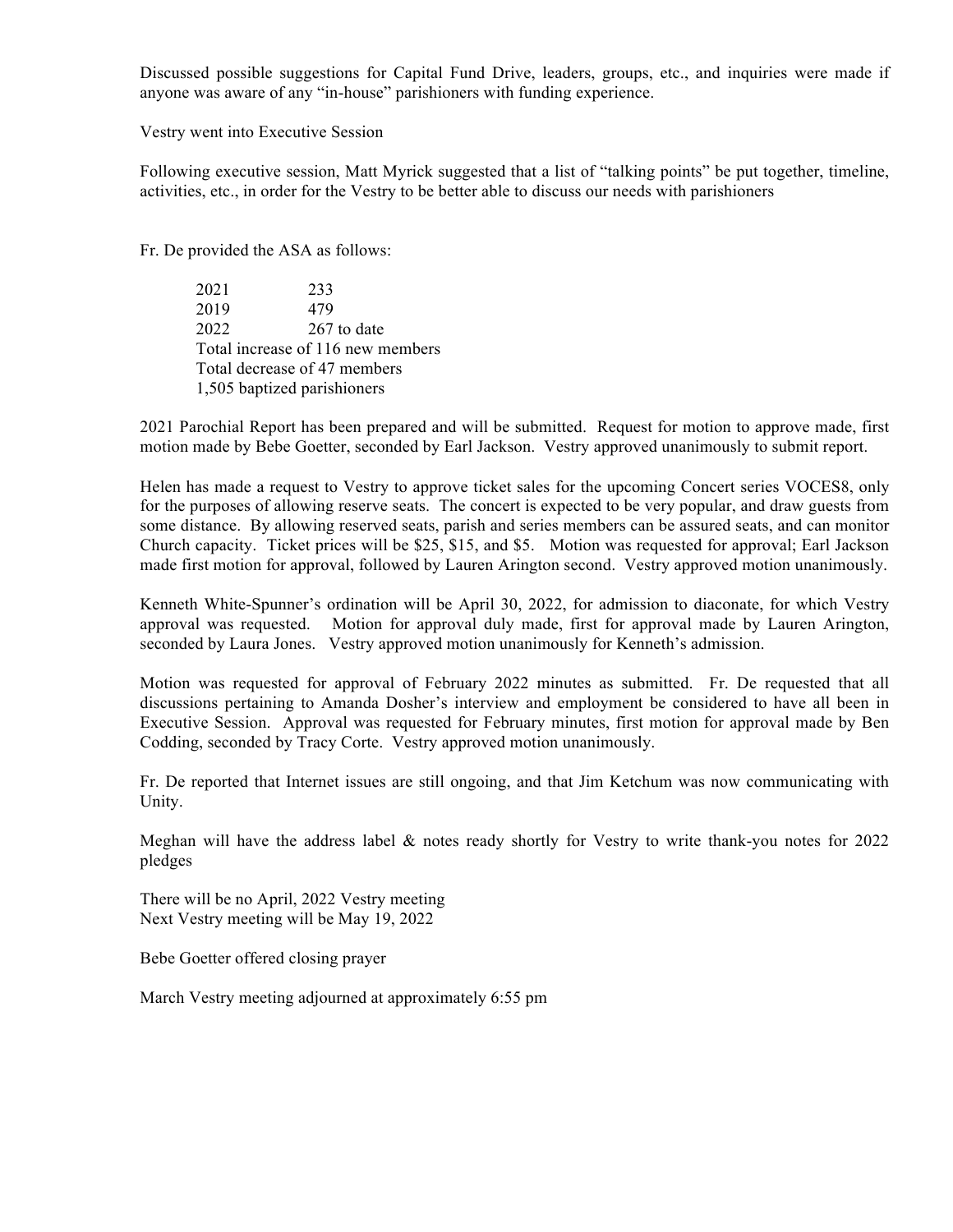Discussed possible suggestions for Capital Fund Drive, leaders, groups, etc., and inquiries were made if anyone was aware of any "in-house" parishioners with funding experience.

Vestry went into Executive Session

Following executive session, Matt Myrick suggested that a list of "talking points" be put together, timeline, activities, etc., in order for the Vestry to be better able to discuss our needs with parishioners

Fr. De provided the ASA as follows:

| | |
|---|---|
| 2021 | 233 |
| 2019 | 479 |
| 2022 | 267 to date |

Total increase of 116 new members
Total decrease of 47 members
1,505 baptized parishioners

2021 Parochial Report has been prepared and will be submitted. Request for motion to approve made, first motion made by Bebe Goetter, seconded by Earl Jackson. Vestry approved unanimously to submit report.

Helen has made a request to Vestry to approve ticket sales for the upcoming Concert series VOCES8, only for the purposes of allowing reserve seats. The concert is expected to be very popular, and draw guests from some distance. By allowing reserved seats, parish and series members can be assured seats, and can monitor Church capacity. Ticket prices will be $25, $15, and $5. Motion was requested for approval; Earl Jackson made first motion for approval, followed by Lauren Arington second. Vestry approved motion unanimously.

Kenneth White-Spunner's ordination will be April 30, 2022, for admission to diaconate, for which Vestry approval was requested. Motion for approval duly made, first for approval made by Lauren Arington, seconded by Laura Jones. Vestry approved motion unanimously for Kenneth's admission.

Motion was requested for approval of February 2022 minutes as submitted. Fr. De requested that all discussions pertaining to Amanda Dosher's interview and employment be considered to have all been in Executive Session. Approval was requested for February minutes, first motion for approval made by Ben Codding, seconded by Tracy Corte. Vestry approved motion unanimously.

Fr. De reported that Internet issues are still ongoing, and that Jim Ketchum was now communicating with Unity.

Meghan will have the address label & notes ready shortly for Vestry to write thank-you notes for 2022 pledges

There will be no April, 2022 Vestry meeting
Next Vestry meeting will be May 19, 2022

Bebe Goetter offered closing prayer

March Vestry meeting adjourned at approximately 6:55 pm